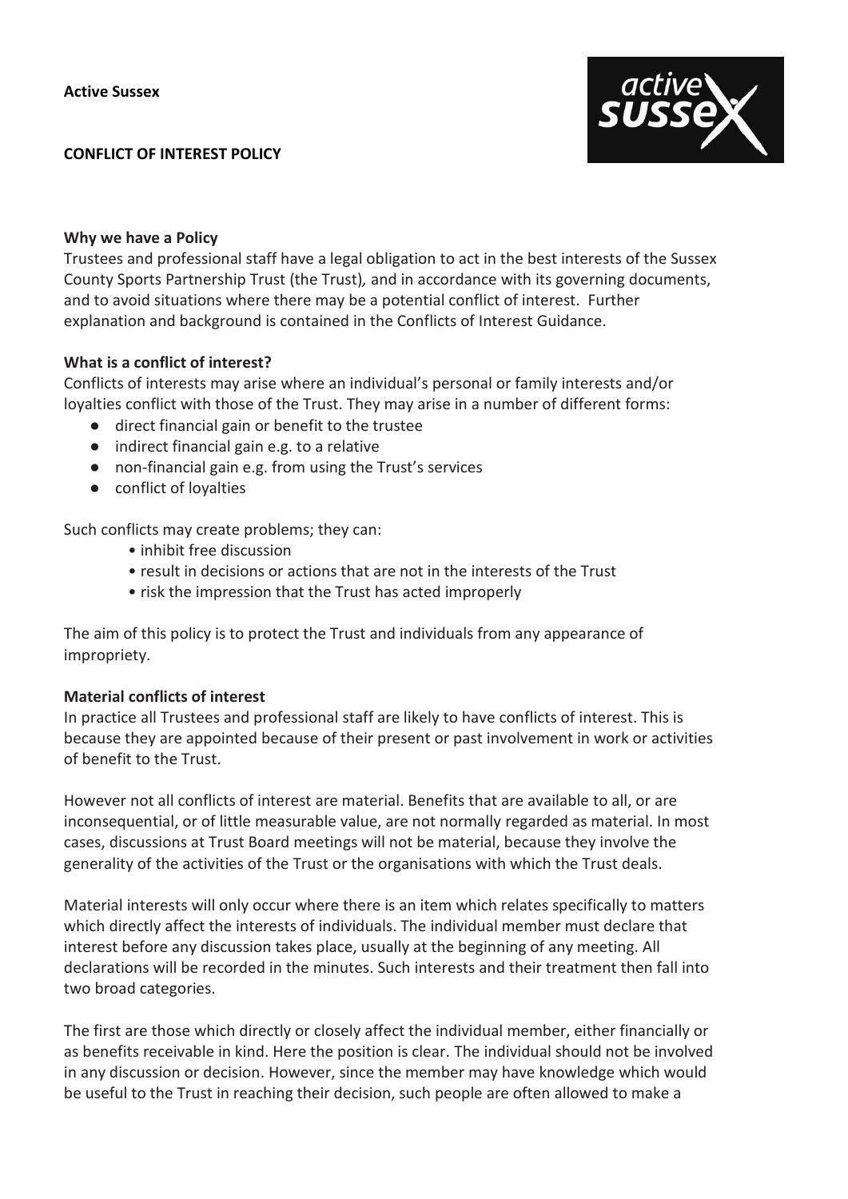**Active Sussex**

# CONFLICT OF INTEREST POLICY

**Why we have a Policy**

Trustees and professional staff have a legal obligation to act in the best interests of the Sussex County Sports Partnership Trust (the Trust), and in accordance with its governing documents, and to avoid situations where there may be a potential conflict of interest. Further explanation and background is contained in the Conflicts of Interest Guidance.

**What is a conflict of interest?**

Conflicts of interests may arise where an individual's personal or family interests and/or loyalties conflict with those of the Trust. They may arise in a number of different forms:

- direct financial gain or benefit to the trustee
- indirect financial gain e.g. to a relative
- non-financial gain e.g. from using the Trust's services
- conflict of loyalties

Such conflicts may create problems; they can:

- inhibit free discussion
- result in decisions or actions that are not in the interests of the Trust
- risk the impression that the Trust has acted improperly

The aim of this policy is to protect the Trust and individuals from any appearance of impropriety.

**Material conflicts of interest**

In practice all Trustees and professional staff are likely to have conflicts of interest. This is because they are appointed because of their present or past involvement in work or activities of benefit to the Trust.

However not all conflicts of interest are material. Benefits that are available to all, or are inconsequential, or of little measurable value, are not normally regarded as material. In most cases, discussions at Trust Board meetings will not be material, because they involve the generality of the activities of the Trust or the organisations with which the Trust deals.

Material interests will only occur where there is an item which relates specifically to matters which directly affect the interests of individuals. The individual member must declare that interest before any discussion takes place, usually at the beginning of any meeting. All declarations will be recorded in the minutes. Such interests and their treatment then fall into two broad categories.

The first are those which directly or closely affect the individual member, either financially or as benefits receivable in kind. Here the position is clear. The individual should not be involved in any discussion or decision. However, since the member may have knowledge which would be useful to the Trust in reaching their decision, such people are often allowed to make a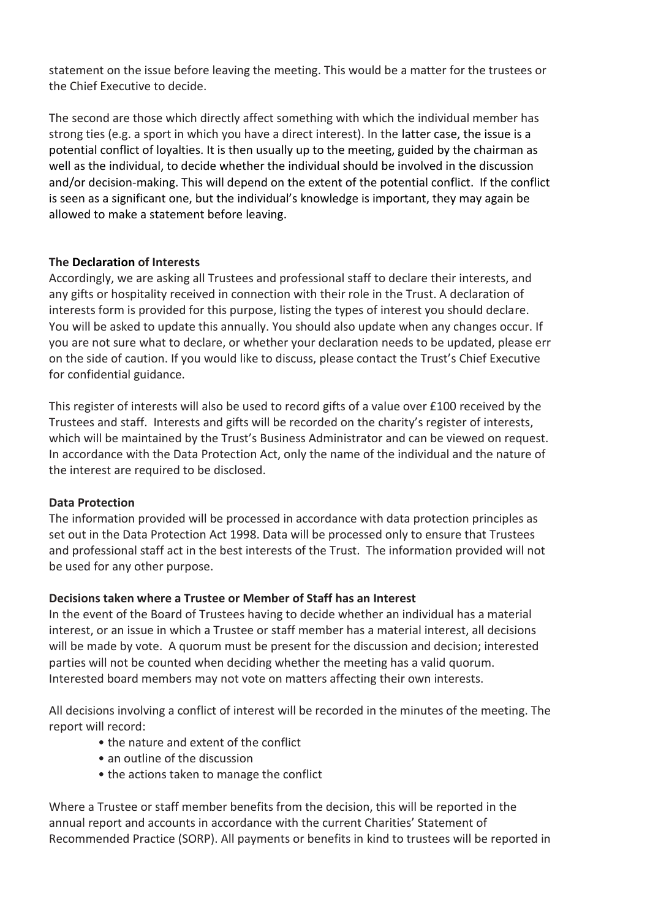statement on the issue before leaving the meeting. This would be a matter for the trustees or the Chief Executive to decide.

The second are those which directly affect something with which the individual member has strong ties (e.g. a sport in which you have a direct interest). In the latter case, the issue is a potential conflict of loyalties. It is then usually up to the meeting, guided by the chairman as well as the individual, to decide whether the individual should be involved in the discussion and/or decision-making. This will depend on the extent of the potential conflict. If the conflict is seen as a significant one, but the individual's knowledge is important, they may again be allowed to make a statement before leaving.

**The Declaration of Interests**

Accordingly, we are asking all Trustees and professional staff to declare their interests, and any gifts or hospitality received in connection with their role in the Trust. A declaration of interests form is provided for this purpose, listing the types of interest you should declare. You will be asked to update this annually. You should also update when any changes occur. If you are not sure what to declare, or whether your declaration needs to be updated, please err on the side of caution. If you would like to discuss, please contact the Trust's Chief Executive for confidential guidance.

This register of interests will also be used to record gifts of a value over £100 received by the Trustees and staff. Interests and gifts will be recorded on the charity's register of interests, which will be maintained by the Trust's Business Administrator and can be viewed on request. In accordance with the Data Protection Act, only the name of the individual and the nature of the interest are required to be disclosed.

**Data Protection**

The information provided will be processed in accordance with data protection principles as set out in the Data Protection Act 1998. Data will be processed only to ensure that Trustees and professional staff act in the best interests of the Trust. The information provided will not be used for any other purpose.

**Decisions taken where a Trustee or Member of Staff has an Interest**

In the event of the Board of Trustees having to decide whether an individual has a material interest, or an issue in which a Trustee or staff member has a material interest, all decisions will be made by vote. A quorum must be present for the discussion and decision; interested parties will not be counted when deciding whether the meeting has a valid quorum. Interested board members may not vote on matters affecting their own interests.

All decisions involving a conflict of interest will be recorded in the minutes of the meeting. The report will record:

- the nature and extent of the conflict
- an outline of the discussion
- the actions taken to manage the conflict

Where a Trustee or staff member benefits from the decision, this will be reported in the annual report and accounts in accordance with the current Charities' Statement of Recommended Practice (SORP). All payments or benefits in kind to trustees will be reported in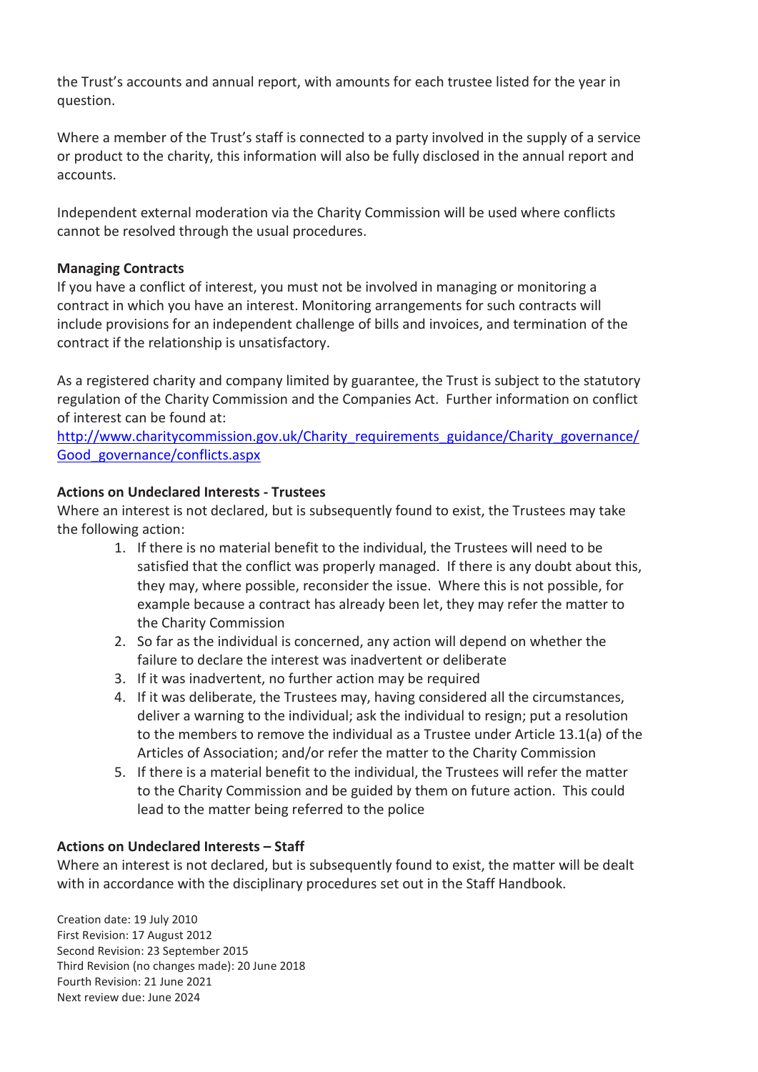the Trust's accounts and annual report, with amounts for each trustee listed for the year in question.

Where a member of the Trust's staff is connected to a party involved in the supply of a service or product to the charity, this information will also be fully disclosed in the annual report and accounts.

Independent external moderation via the Charity Commission will be used where conflicts cannot be resolved through the usual procedures.

**Managing Contracts**

If you have a conflict of interest, you must not be involved in managing or monitoring a contract in which you have an interest. Monitoring arrangements for such contracts will include provisions for an independent challenge of bills and invoices, and termination of the contract if the relationship is unsatisfactory.

As a registered charity and company limited by guarantee, the Trust is subject to the statutory regulation of the Charity Commission and the Companies Act. Further information on conflict of interest can be found at:
[http://www.charitycommission.gov.uk/Charity_requirements_guidance/Charity_governance/Good_governance/conflicts.aspx](http://www.charitycommission.gov.uk/Charity_requirements_guidance/Charity_governance/Good_governance/conflicts.aspx)

**Actions on Undeclared Interests - Trustees**

Where an interest is not declared, but is subsequently found to exist, the Trustees may take the following action:

1. If there is no material benefit to the individual, the Trustees will need to be satisfied that the conflict was properly managed. If there is any doubt about this, they may, where possible, reconsider the issue. Where this is not possible, for example because a contract has already been let, they may refer the matter to the Charity Commission
2. So far as the individual is concerned, any action will depend on whether the failure to declare the interest was inadvertent or deliberate
3. If it was inadvertent, no further action may be required
4. If it was deliberate, the Trustees may, having considered all the circumstances, deliver a warning to the individual; ask the individual to resign; put a resolution to the members to remove the individual as a Trustee under Article 13.1(a) of the Articles of Association; and/or refer the matter to the Charity Commission
5. If there is a material benefit to the individual, the Trustees will refer the matter to the Charity Commission and be guided by them on future action. This could lead to the matter being referred to the police

**Actions on Undeclared Interests – Staff**

Where an interest is not declared, but is subsequently found to exist, the matter will be dealt with in accordance with the disciplinary procedures set out in the Staff Handbook.

Creation date: 19 July 2010
First Revision: 17 August 2012
Second Revision: 23 September 2015
Third Revision (no changes made): 20 June 2018
Fourth Revision: 21 June 2021
Next review due: June 2024